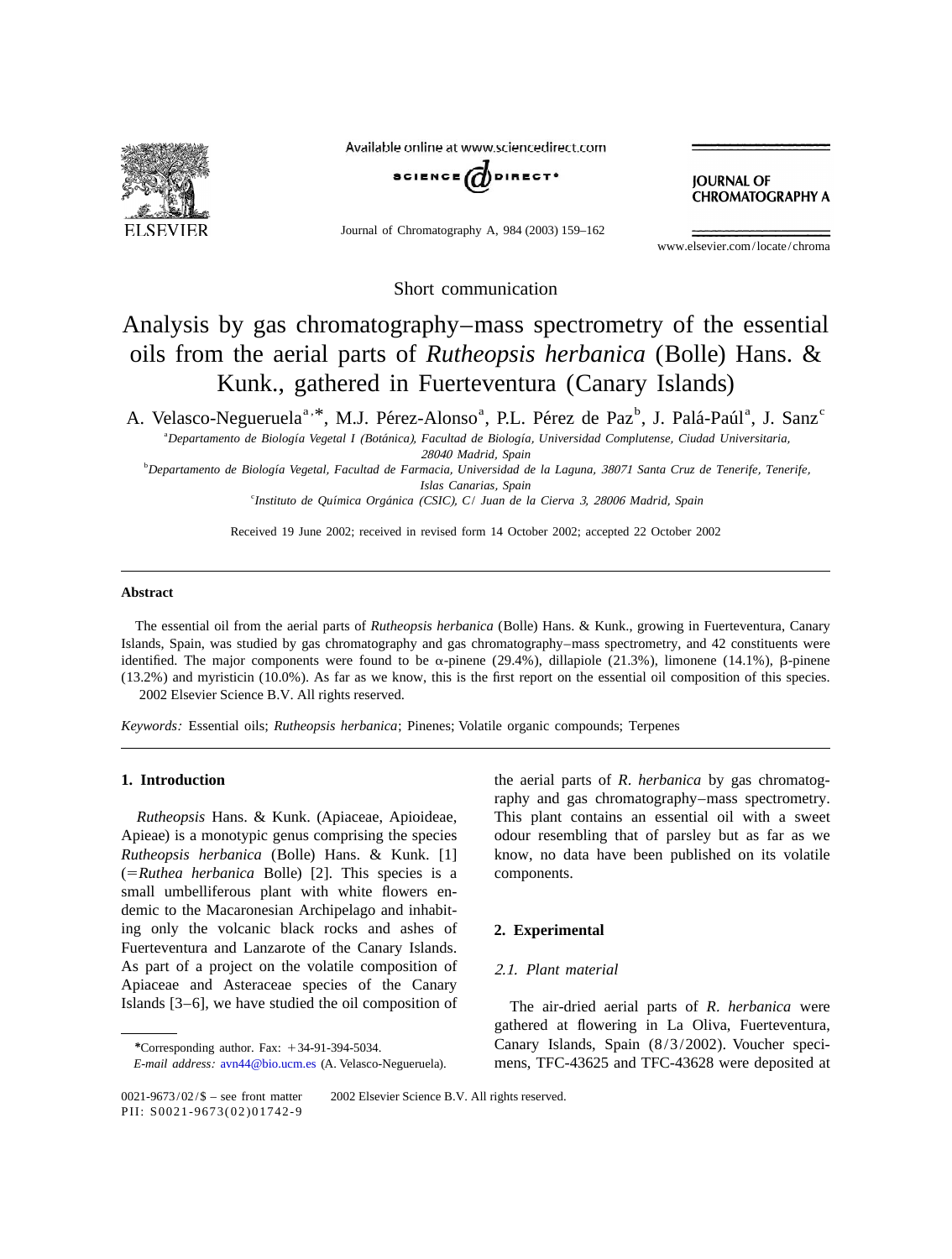Short communication

# Analysis by gas chromatography–mass spectrometry of the essential oils from the aerial parts of *Rutheopsis herbanica* (Bolle) Hans. & Kunk., gathered in Fuerteventura (Canary Islands)

A. Velasco-Negueruela[a,*], M.J. Pérez-Alonso[a], P.L. Pérez de Paz[b], J. Palá-Paúl[a], J. Sanz[c]

[a] *Departamento de Biología Vegetal I (Botánica), Facultad de Biología, Universidad Complutense, Ciudad Universitaria, 28040 Madrid, Spain*

[b] *Departamento de Biología Vegetal, Facultad de Farmacia, Universidad de la Laguna, 38071 Santa Cruz de Tenerife, Tenerife, Islas Canarias, Spain*

[c] *Instituto de Química Orgánica (CSIC), C/ Juan de la Cierva 3, 28006 Madrid, Spain*

Received 19 June 2002; received in revised form 14 October 2002; accepted 22 October 2002

## Abstract

The essential oil from the aerial parts of *Rutheopsis herbanica* (Bolle) Hans. & Kunk., growing in Fuerteventura, Canary Islands, Spain, was studied by gas chromatography and gas chromatography–mass spectrometry, and 42 constituents were identified. The major components were found to be α-pinene (29.4%), dillapiole (21.3%), limonene (14.1%), β-pinene (13.2%) and myristicin (10.0%). As far as we know, this is the first report on the essential oil composition of this species. © 2002 Elsevier Science B.V. All rights reserved.

*Keywords:* Essential oils; *Rutheopsis herbanica*; Pinenes; Volatile organic compounds; Terpenes

## 1. Introduction

*Rutheopsis* Hans. & Kunk. (Apiaceae, Apioideae, Apieae) is a monotypic genus comprising the species *Rutheopsis herbanica* (Bolle) Hans. & Kunk. [1] (=*Ruthea herbanica* Bolle) [2]. This species is a small umbelliferous plant with white flowers endemic to the Macaronesian Archipelago and inhabiting only the volcanic black rocks and ashes of Fuerteventura and Lanzarote of the Canary Islands. As part of a project on the volatile composition of Apiaceae and Asteraceae species of the Canary Islands [3–6], we have studied the oil composition of the aerial parts of *R. herbanica* by gas chromatography and gas chromatography–mass spectrometry. This plant contains an essential oil with a sweet odour resembling that of parsley but as far as we know, no data have been published on its volatile components.

## 2. Experimental

### 2.1. Plant material

The air-dried aerial parts of *R. herbanica* were gathered at flowering in La Oliva, Fuerteventura, Canary Islands, Spain (8/3/2002). Voucher specimens, TFC-43625 and TFC-43628 were deposited at

*Corresponding author. Fax: +34-91-394-5034.
*E-mail address:* avn44@bio.ucm.es (A. Velasco-Negueruela).

0021-9673/02/$ – see front matter © 2002 Elsevier Science B.V. All rights reserved.
PII: S0021-9673(02)01742-9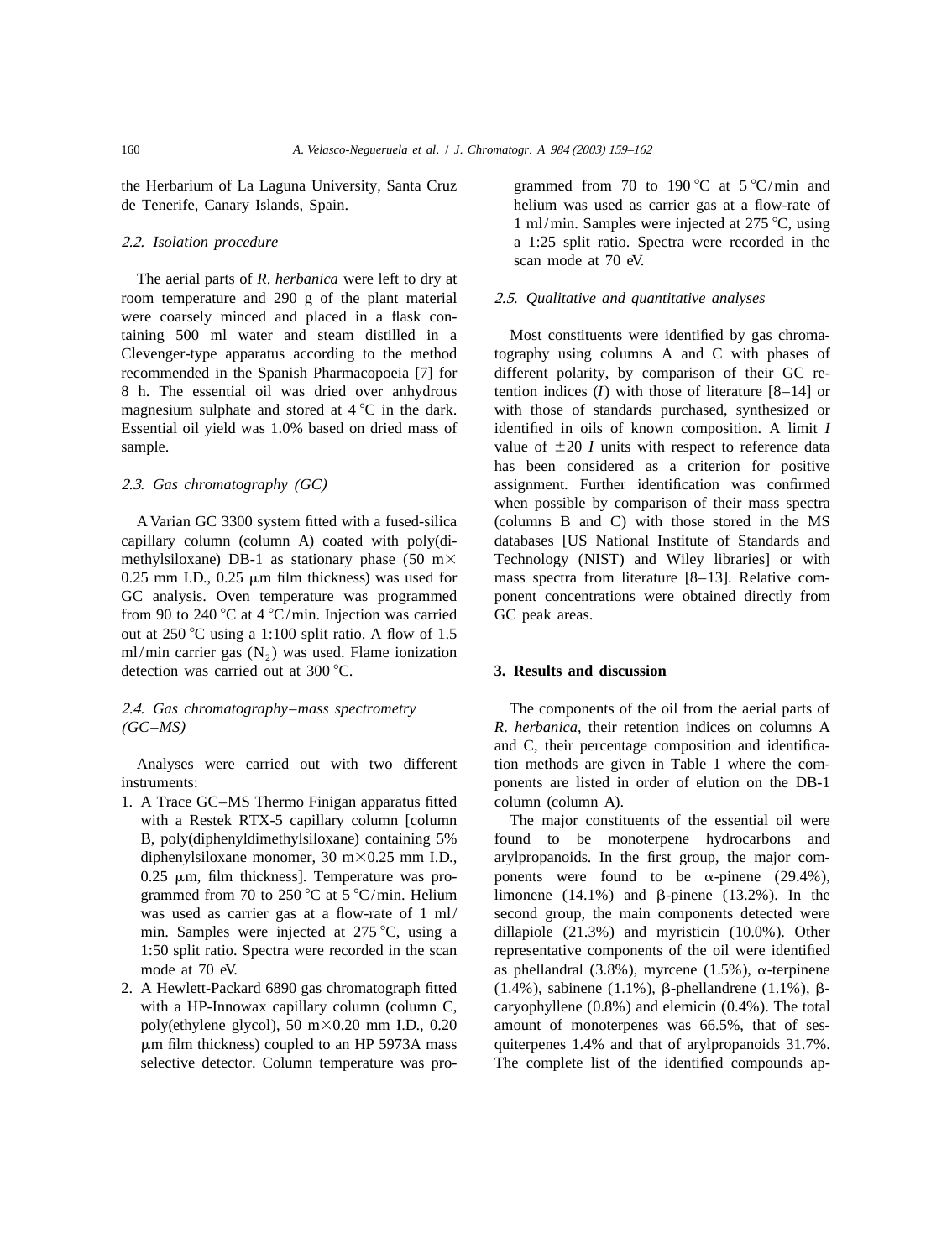the Herbarium of La Laguna University, Santa Cruz de Tenerife, Canary Islands, Spain.

### *2.2. Isolation procedure*

The aerial parts of *R. herbanica* were left to dry at room temperature and 290 g of the plant material were coarsely minced and placed in a flask containing 500 ml water and steam distilled in a Clevenger-type apparatus according to the method recommended in the Spanish Pharmacopoeia [7] for 8 h. The essential oil was dried over anhydrous magnesium sulphate and stored at 4 °C in the dark. Essential oil yield was 1.0% based on dried mass of sample.

### *2.3. Gas chromatography (GC)*

A Varian GC 3300 system fitted with a fused-silica capillary column (column A) coated with poly(dimethylsiloxane) DB-1 as stationary phase (50 m× 0.25 mm I.D., 0.25 μm film thickness) was used for GC analysis. Oven temperature was programmed from 90 to 240 °C at 4 °C/min. Injection was carried out at 250 °C using a 1:100 split ratio. A flow of 1.5 ml/min carrier gas ($N_2$) was used. Flame ionization detection was carried out at 300 °C.

### *2.4. Gas chromatography–mass spectrometry (GC–MS)*

Analyses were carried out with two different instruments:

1. A Trace GC–MS Thermo Finigan apparatus fitted with a Restek RTX-5 capillary column [column B, poly(diphenyldimethylsiloxane) containing 5% diphenylsiloxane monomer, 30 m×0.25 mm I.D., 0.25 μm, film thickness]. Temperature was programmed from 70 to 250 °C at 5 °C/min. Helium was used as carrier gas at a flow-rate of 1 ml/min. Samples were injected at 275 °C, using a 1:50 split ratio. Spectra were recorded in the scan mode at 70 eV.
2. A Hewlett-Packard 6890 gas chromatograph fitted with a HP-Innowax capillary column (column C, poly(ethylene glycol), 50 m×0.20 mm I.D., 0.20 μm film thickness) coupled to an HP 5973A mass selective detector. Column temperature was programmed from 70 to 190 °C at 5 °C/min and helium was used as carrier gas at a flow-rate of 1 ml/min. Samples were injected at 275 °C, using a 1:25 split ratio. Spectra were recorded in the scan mode at 70 eV.

### *2.5. Qualitative and quantitative analyses*

Most constituents were identified by gas chromatography using columns A and C with phases of different polarity, by comparison of their GC retention indices ($I$) with those of literature [8–14] or with those of standards purchased, synthesized or identified in oils of known composition. A limit $I$ value of ±20 $I$ units with respect to reference data has been considered as a criterion for positive assignment. Further identification was confirmed when possible by comparison of their mass spectra (columns B and C) with those stored in the MS databases [US National Institute of Standards and Technology (NIST) and Wiley libraries] or with mass spectra from literature [8–13]. Relative component concentrations were obtained directly from GC peak areas.

## 3. Results and discussion

The components of the oil from the aerial parts of *R. herbanica*, their retention indices on columns A and C, their percentage composition and identification methods are given in Table 1 where the components are listed in order of elution on the DB-1 column (column A).

The major constituents of the essential oil were found to be monoterpene hydrocarbons and arylpropanoids. In the first group, the major components were found to be α-pinene (29.4%), limonene (14.1%) and β-pinene (13.2%). In the second group, the main components detected were dillapiole (21.3%) and myristicin (10.0%). Other representative components of the oil were identified as phellandral (3.8%), myrcene (1.5%), α-terpinene (1.4%), sabinene (1.1%), β-phellandrene (1.1%), β-caryophyllene (0.8%) and elemicin (0.4%). The total amount of monoterpenes was 66.5%, that of sesquiterpenes 1.4% and that of arylpropanoids 31.7%. The complete list of the identified compounds ap-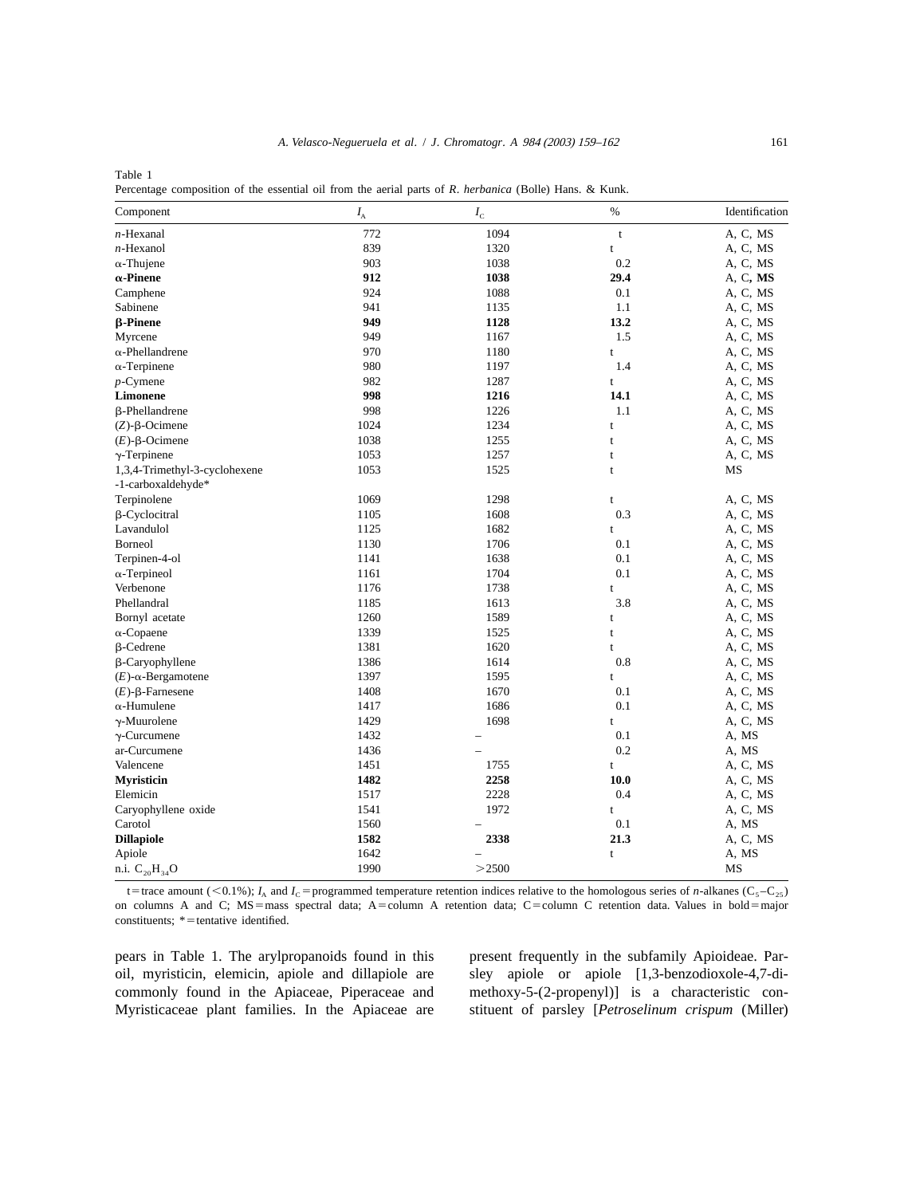Table 1
Percentage composition of the essential oil from the aerial parts of *R. herbanica* (Bolle) Hans. & Kunk.

| Component | $I_A$ | $I_C$ | % | Identification |
|---|---|---|---|---|
| *n*-Hexanal | 772 | 1094 | t | A, C, MS |
| *n*-Hexanol | 839 | 1320 | t | A, C, MS |
| α-Thujene | 903 | 1038 | 0.2 | A, C, MS |
| **α-Pinene** | **912** | **1038** | **29.4** | A, C, **MS** |
| Camphene | 924 | 1088 | 0.1 | A, C, MS |
| Sabinene | 941 | 1135 | 1.1 | A, C, MS |
| **β-Pinene** | **949** | **1128** | **13.2** | A, C, MS |
| Myrcene | 949 | 1167 | 1.5 | A, C, MS |
| α-Phellandrene | 970 | 1180 | t | A, C, MS |
| α-Terpinene | 980 | 1197 | 1.4 | A, C, MS |
| *p*-Cymene | 982 | 1287 | t | A, C, MS |
| **Limonene** | **998** | **1216** | **14.1** | A, C, MS |
| β-Phellandrene | 998 | 1226 | 1.1 | A, C, MS |
| (*Z*)-β-Ocimene | 1024 | 1234 | t | A, C, MS |
| (*E*)-β-Ocimene | 1038 | 1255 | t | A, C, MS |
| γ-Terpinene | 1053 | 1257 | t | A, C, MS |
| 1,3,4-Trimethyl-3-cyclohexene -1-carboxaldehyde* | 1053 | 1525 | t | MS |
| Terpinolene | 1069 | 1298 | t | A, C, MS |
| β-Cyclocitral | 1105 | 1608 | 0.3 | A, C, MS |
| Lavandulol | 1125 | 1682 | t | A, C, MS |
| Borneol | 1130 | 1706 | 0.1 | A, C, MS |
| Terpinen-4-ol | 1141 | 1638 | 0.1 | A, C, MS |
| α-Terpineol | 1161 | 1704 | 0.1 | A, C, MS |
| Verbenone | 1176 | 1738 | t | A, C, MS |
| Phellandral | 1185 | 1613 | 3.8 | A, C, MS |
| Bornyl acetate | 1260 | 1589 | t | A, C, MS |
| α-Copaene | 1339 | 1525 | t | A, C, MS |
| β-Cedrene | 1381 | 1620 | t | A, C, MS |
| β-Caryophyllene | 1386 | 1614 | 0.8 | A, C, MS |
| (*E*)-α-Bergamotene | 1397 | 1595 | t | A, C, MS |
| (*E*)-β-Farnesene | 1408 | 1670 | 0.1 | A, C, MS |
| α-Humulene | 1417 | 1686 | 0.1 | A, C, MS |
| γ-Muurolene | 1429 | 1698 | t | A, C, MS |
| γ-Curcumene | 1432 | – | 0.1 | A, MS |
| ar-Curcumene | 1436 | – | 0.2 | A, MS |
| Valencene | 1451 | 1755 | t | A, C, MS |
| **Myristicin** | **1482** | **2258** | **10.0** | A, C, MS |
| Elemicin | 1517 | 2228 | 0.4 | A, C, MS |
| Caryophyllene oxide | 1541 | 1972 | t | A, C, MS |
| Carotol | 1560 | – | 0.1 | A, MS |
| **Dillapiole** | **1582** | **2338** | **21.3** | A, C, MS |
| Apiole | 1642 | – | t | A, MS |
| n.i. $C_{20}H_{34}O$ | 1990 | >2500 | | MS |

t = trace amount (<0.1%); $I_A$ and $I_C$ = programmed temperature retention indices relative to the homologous series of *n*-alkanes ($C_5$–$C_{25}$) on columns A and C; MS = mass spectral data; A = column A retention data; C = column C retention data. Values in bold = major constituents; * = tentative identified.

pears in Table 1. The arylpropanoids found in this oil, myristicin, elemicin, apiole and dillapiole are commonly found in the Apiaceae, Piperaceae and Myristicaceae plant families. In the Apiaceae are present frequently in the subfamily Apioideae. Parsley apiole or apiole [1,3-benzodioxole-4,7-dimethoxy-5-(2-propenyl)] is a characteristic constituent of parsley [*Petroselinum crispum* (Miller)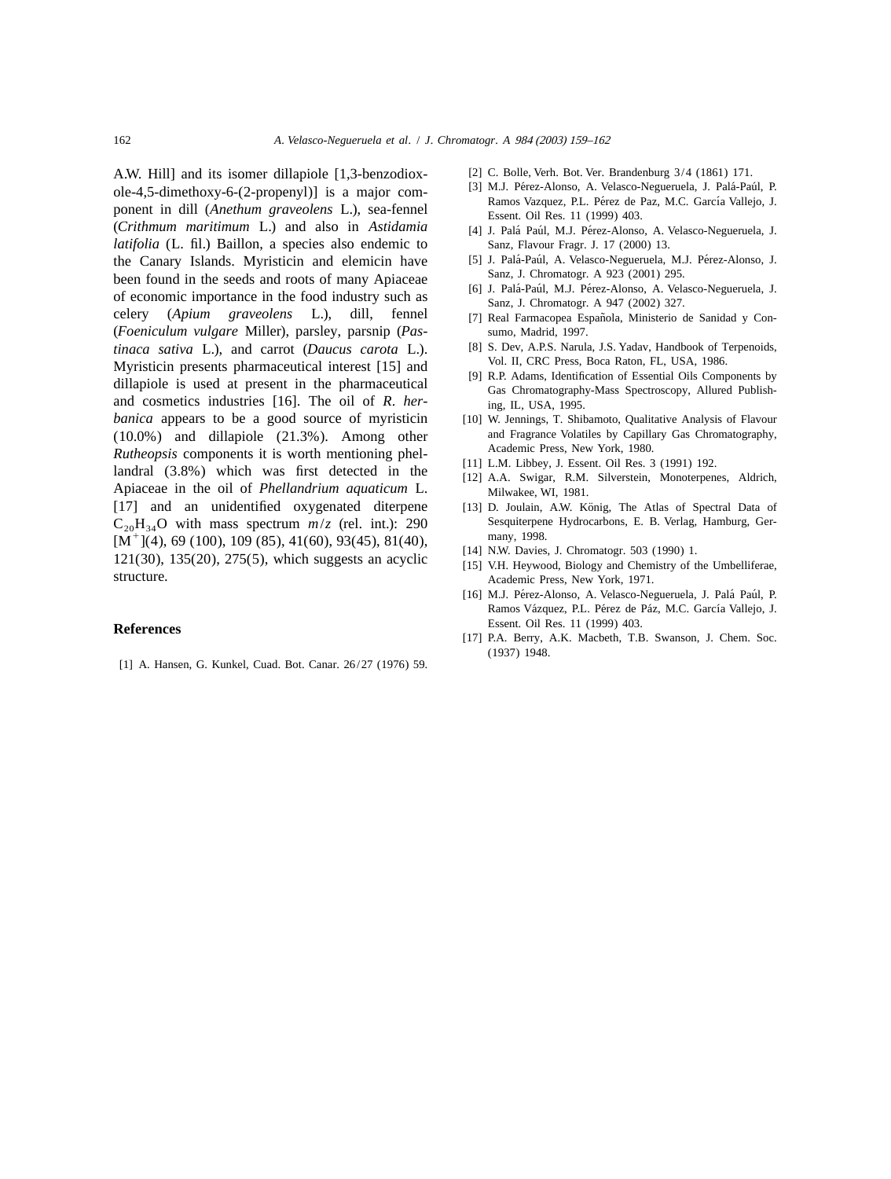A.W. Hill] and its isomer dillapiole [1,3-benzodioxole-4,5-dimethoxy-6-(2-propenyl)] is a major component in dill (*Anethum graveolens* L.), sea-fennel (*Crithmum maritimum* L.) and also in *Astidamia latifolia* (L. fil.) Baillon, a species also endemic to the Canary Islands. Myristicin and elemicin have been found in the seeds and roots of many Apiaceae of economic importance in the food industry such as celery (*Apium graveolens* L.), dill, fennel (*Foeniculum vulgare* Miller), parsley, parsnip (*Pastinaca sativa* L.), and carrot (*Daucus carota* L.). Myristicin presents pharmaceutical interest [15] and dillapiole is used at present in the pharmaceutical and cosmetics industries [16]. The oil of *R. herbanica* appears to be a good source of myristicin (10.0%) and dillapiole (21.3%). Among other *Rutheopsis* components it is worth mentioning phellandral (3.8%) which was first detected in the Apiaceae in the oil of *Phellandrium aquaticum* L. [17] and an unidentified oxygenated diterpene $C_{20}H_{34}O$ with mass spectrum $m/z$ (rel. int.): 290 $[M^+]$(4), 69 (100), 109 (85), 41(60), 93(45), 81(40), 121(30), 135(20), 275(5), which suggests an acyclic structure.

## References

[1] A. Hansen, G. Kunkel, Cuad. Bot. Canar. 26/27 (1976) 59.

[2] C. Bolle, Verh. Bot. Ver. Brandenburg 3/4 (1861) 171.

[3] M.J. Pérez-Alonso, A. Velasco-Negueruela, J. Palá-Paúl, P. Ramos Vazquez, P.L. Pérez de Paz, M.C. García Vallejo, J. Essent. Oil Res. 11 (1999) 403.

[4] J. Palá Paúl, M.J. Pérez-Alonso, A. Velasco-Negueruela, J. Sanz, Flavour Fragr. J. 17 (2000) 13.

[5] J. Palá-Paúl, A. Velasco-Negueruela, M.J. Pérez-Alonso, J. Sanz, J. Chromatogr. A 923 (2001) 295.

[6] J. Palá-Paúl, M.J. Pérez-Alonso, A. Velasco-Negueruela, J. Sanz, J. Chromatogr. A 947 (2002) 327.

[7] Real Farmacopea Española, Ministerio de Sanidad y Consumo, Madrid, 1997.

[8] S. Dev, A.P.S. Narula, J.S. Yadav, Handbook of Terpenoids, Vol. II, CRC Press, Boca Raton, FL, USA, 1986.

[9] R.P. Adams, Identification of Essential Oils Components by Gas Chromatography-Mass Spectroscopy, Allured Publishing, IL, USA, 1995.

[10] W. Jennings, T. Shibamoto, Qualitative Analysis of Flavour and Fragrance Volatiles by Capillary Gas Chromatography, Academic Press, New York, 1980.

[11] L.M. Libbey, J. Essent. Oil Res. 3 (1991) 192.

[12] A.A. Swigar, R.M. Silverstein, Monoterpenes, Aldrich, Milwakee, WI, 1981.

[13] D. Joulain, A.W. König, The Atlas of Spectral Data of Sesquiterpene Hydrocarbons, E. B. Verlag, Hamburg, Germany, 1998.

[14] N.W. Davies, J. Chromatogr. 503 (1990) 1.

[15] V.H. Heywood, Biology and Chemistry of the Umbelliferae, Academic Press, New York, 1971.

[16] M.J. Pérez-Alonso, A. Velasco-Negueruela, J. Palá Paúl, P. Ramos Vázquez, P.L. Pérez de Páz, M.C. García Vallejo, J. Essent. Oil Res. 11 (1999) 403.

[17] P.A. Berry, A.K. Macbeth, T.B. Swanson, J. Chem. Soc. (1937) 1948.